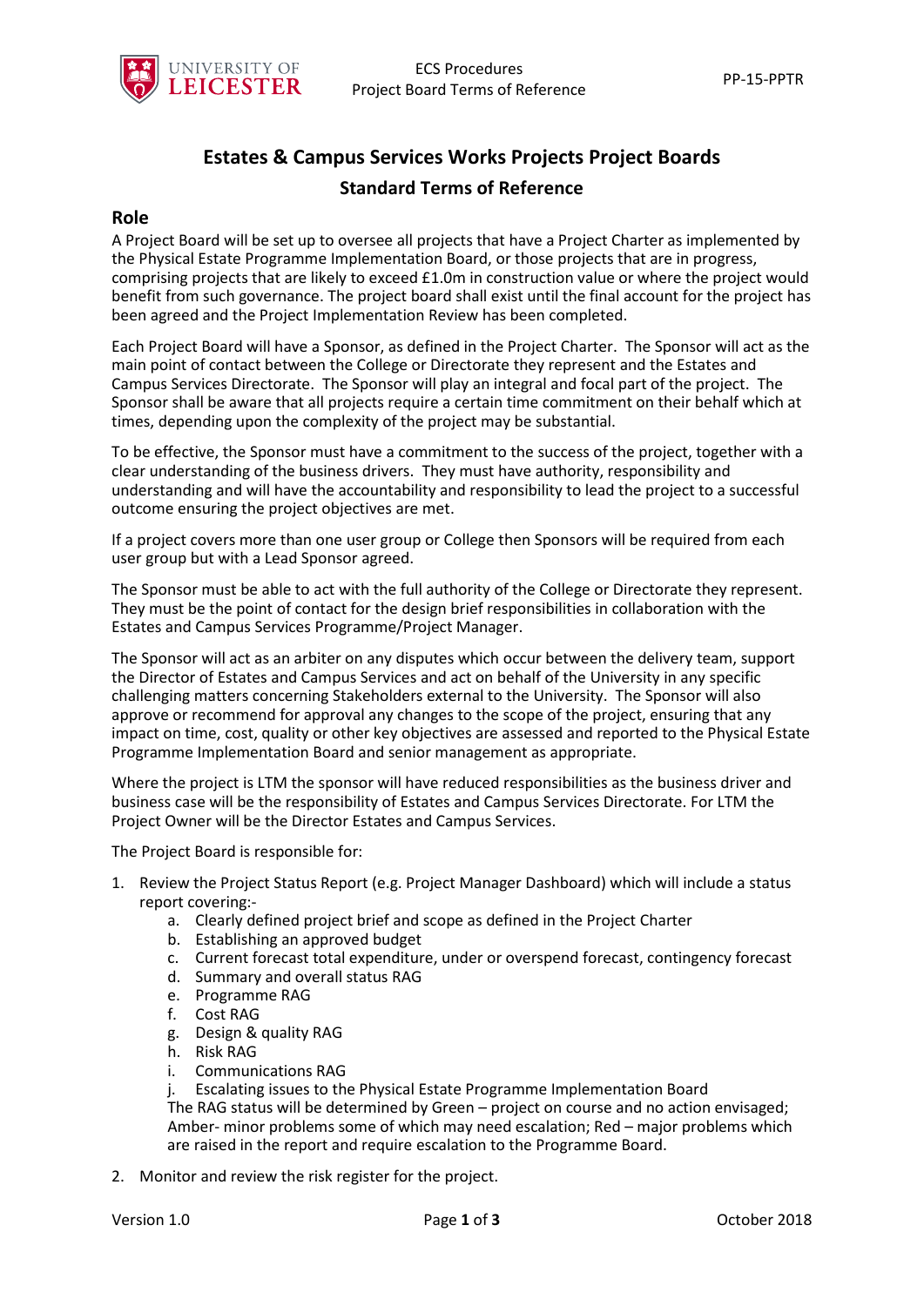# Estates & Campus Services Works Projects Project Boards

## Standard Terms of Reference

### Role

A Project Board will be set up to oversee all projects that have a Project Charter as implemented by the Physical Estate Programme Implementation Board, or those projects that are in progress, comprising projects that are likely to exceed £1.0m in construction value or where the project would benefit from such governance. The project board shall exist until the final account for the project has been agreed and the Project Implementation Review has been completed.

Each Project Board will have a Sponsor, as defined in the Project Charter. The Sponsor will act as the main point of contact between the College or Directorate they represent and the Estates and Campus Services Directorate. The Sponsor will play an integral and focal part of the project. The Sponsor shall be aware that all projects require a certain time commitment on their behalf which at times, depending upon the complexity of the project may be substantial.

To be effective, the Sponsor must have a commitment to the success of the project, together with a clear understanding of the business drivers. They must have authority, responsibility and understanding and will have the accountability and responsibility to lead the project to a successful outcome ensuring the project objectives are met.

If a project covers more than one user group or College then Sponsors will be required from each user group but with a Lead Sponsor agreed.

The Sponsor must be able to act with the full authority of the College or Directorate they represent. They must be the point of contact for the design brief responsibilities in collaboration with the Estates and Campus Services Programme/Project Manager.

The Sponsor will act as an arbiter on any disputes which occur between the delivery team, support the Director of Estates and Campus Services and act on behalf of the University in any specific challenging matters concerning Stakeholders external to the University. The Sponsor will also approve or recommend for approval any changes to the scope of the project, ensuring that any impact on time, cost, quality or other key objectives are assessed and reported to the Physical Estate Programme Implementation Board and senior management as appropriate.

Where the project is LTM the sponsor will have reduced responsibilities as the business driver and business case will be the responsibility of Estates and Campus Services Directorate. For LTM the Project Owner will be the Director Estates and Campus Services.

The Project Board is responsible for:

1. Review the Project Status Report (e.g. Project Manager Dashboard) which will include a status report covering:-
    a. Clearly defined project brief and scope as defined in the Project Charter
    b. Establishing an approved budget
    c. Current forecast total expenditure, under or overspend forecast, contingency forecast
    d. Summary and overall status RAG
    e. Programme RAG
    f. Cost RAG
    g. Design & quality RAG
    h. Risk RAG
    i. Communications RAG
    j. Escalating issues to the Physical Estate Programme Implementation Board

    The RAG status will be determined by Green – project on course and no action envisaged; Amber- minor problems some of which may need escalation; Red – major problems which are raised in the report and require escalation to the Programme Board.

2. Monitor and review the risk register for the project.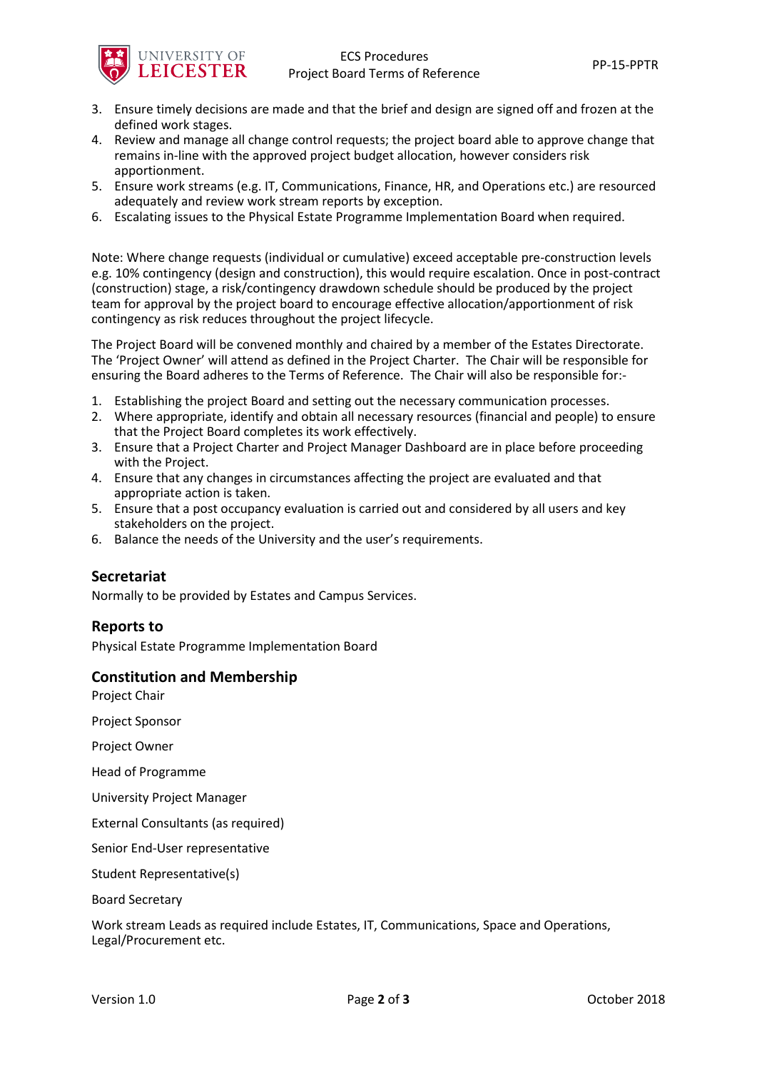3. Ensure timely decisions are made and that the brief and design are signed off and frozen at the defined work stages.
4. Review and manage all change control requests; the project board able to approve change that remains in-line with the approved project budget allocation, however considers risk apportionment.
5. Ensure work streams (e.g. IT, Communications, Finance, HR, and Operations etc.) are resourced adequately and review work stream reports by exception.
6. Escalating issues to the Physical Estate Programme Implementation Board when required.

Note: Where change requests (individual or cumulative) exceed acceptable pre-construction levels e.g. 10% contingency (design and construction), this would require escalation. Once in post-contract (construction) stage, a risk/contingency drawdown schedule should be produced by the project team for approval by the project board to encourage effective allocation/apportionment of risk contingency as risk reduces throughout the project lifecycle.

The Project Board will be convened monthly and chaired by a member of the Estates Directorate. The 'Project Owner' will attend as defined in the Project Charter. The Chair will be responsible for ensuring the Board adheres to the Terms of Reference. The Chair will also be responsible for:-

1. Establishing the project Board and setting out the necessary communication processes.
2. Where appropriate, identify and obtain all necessary resources (financial and people) to ensure that the Project Board completes its work effectively.
3. Ensure that a Project Charter and Project Manager Dashboard are in place before proceeding with the Project.
4. Ensure that any changes in circumstances affecting the project are evaluated and that appropriate action is taken.
5. Ensure that a post occupancy evaluation is carried out and considered by all users and key stakeholders on the project.
6. Balance the needs of the University and the user's requirements.

## Secretariat

Normally to be provided by Estates and Campus Services.

## Reports to

Physical Estate Programme Implementation Board

## Constitution and Membership

Project Chair

Project Sponsor

Project Owner

Head of Programme

University Project Manager

External Consultants (as required)

Senior End-User representative

Student Representative(s)

Board Secretary

Work stream Leads as required include Estates, IT, Communications, Space and Operations, Legal/Procurement etc.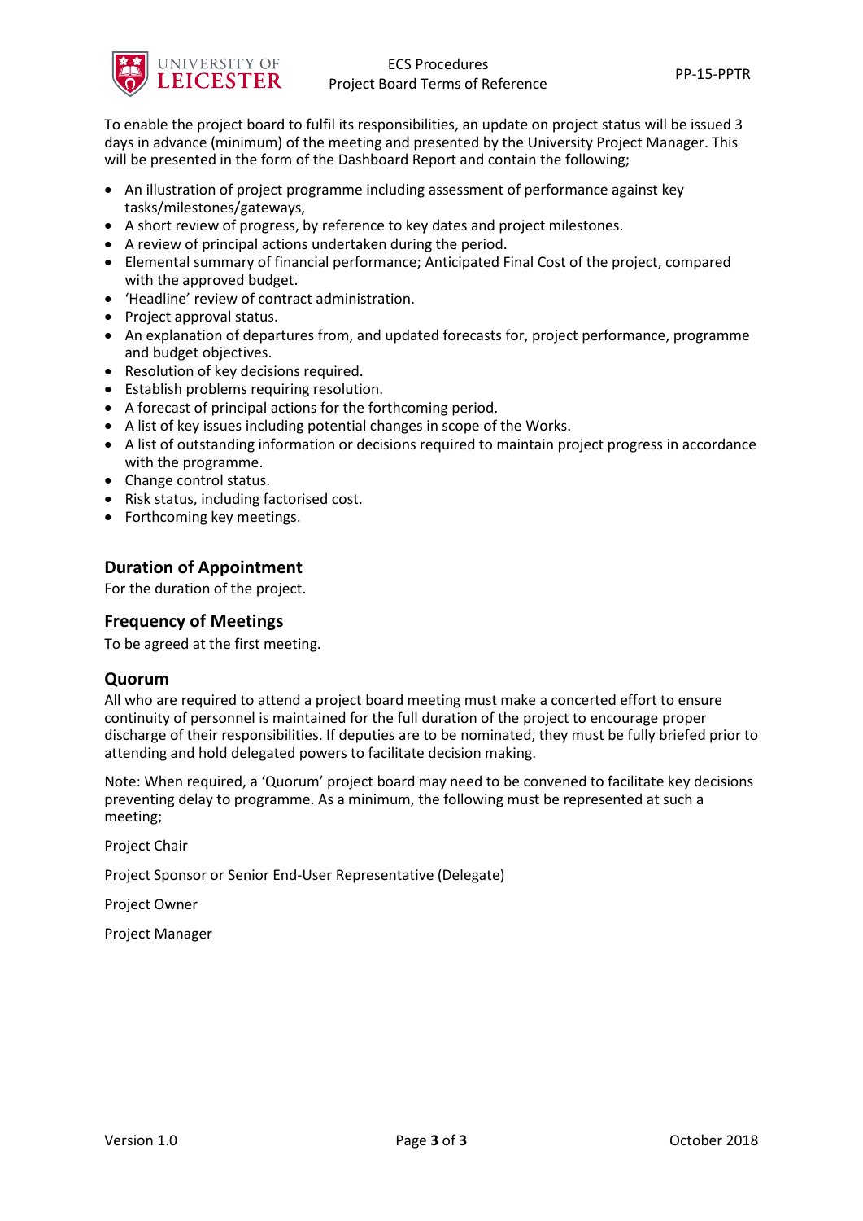To enable the project board to fulfil its responsibilities, an update on project status will be issued 3 days in advance (minimum) of the meeting and presented by the University Project Manager. This will be presented in the form of the Dashboard Report and contain the following;

- An illustration of project programme including assessment of performance against key tasks/milestones/gateways,
- A short review of progress, by reference to key dates and project milestones.
- A review of principal actions undertaken during the period.
- Elemental summary of financial performance; Anticipated Final Cost of the project, compared with the approved budget.
- 'Headline' review of contract administration.
- Project approval status.
- An explanation of departures from, and updated forecasts for, project performance, programme and budget objectives.
- Resolution of key decisions required.
- Establish problems requiring resolution.
- A forecast of principal actions for the forthcoming period.
- A list of key issues including potential changes in scope of the Works.
- A list of outstanding information or decisions required to maintain project progress in accordance with the programme.
- Change control status.
- Risk status, including factorised cost.
- Forthcoming key meetings.

## Duration of Appointment

For the duration of the project.

## Frequency of Meetings

To be agreed at the first meeting.

## Quorum

All who are required to attend a project board meeting must make a concerted effort to ensure continuity of personnel is maintained for the full duration of the project to encourage proper discharge of their responsibilities. If deputies are to be nominated, they must be fully briefed prior to attending and hold delegated powers to facilitate decision making.

Note: When required, a 'Quorum' project board may need to be convened to facilitate key decisions preventing delay to programme. As a minimum, the following must be represented at such a meeting;

Project Chair

Project Sponsor or Senior End-User Representative (Delegate)

Project Owner

Project Manager